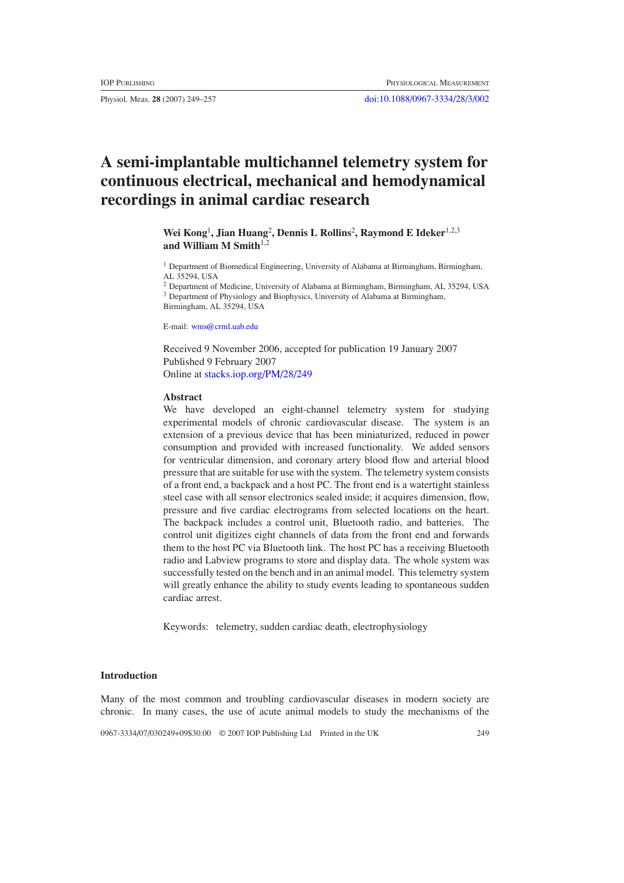# A semi-implantable multichannel telemetry system for continuous electrical, mechanical and hemodynamical recordings in animal cardiac research

**Wei Kong**[1], **Jian Huang**[2], **Dennis L Rollins**[2], **Raymond E Ideker**[1,2,3] **and William M Smith**[1,2]

[1] Department of Biomedical Engineering, University of Alabama at Birmingham, Birmingham, AL 35294, USA

[2] Department of Medicine, University of Alabama at Birmingham, Birmingham, AL 35294, USA

[3] Department of Physiology and Biophysics, University of Alabama at Birmingham, Birmingham, AL 35294, USA

E-mail: wms@crml.uab.edu

Received 9 November 2006, accepted for publication 19 January 2007
Published 9 February 2007
Online at stacks.iop.org/PM/28/249

## Abstract

We have developed an eight-channel telemetry system for studying experimental models of chronic cardiovascular disease. The system is an extension of a previous device that has been miniaturized, reduced in power consumption and provided with increased functionality. We added sensors for ventricular dimension, and coronary artery blood flow and arterial blood pressure that are suitable for use with the system. The telemetry system consists of a front end, a backpack and a host PC. The front end is a watertight stainless steel case with all sensor electronics sealed inside; it acquires dimension, flow, pressure and five cardiac electrograms from selected locations on the heart. The backpack includes a control unit, Bluetooth radio, and batteries. The control unit digitizes eight channels of data from the front end and forwards them to the host PC via Bluetooth link. The host PC has a receiving Bluetooth radio and Labview programs to store and display data. The whole system was successfully tested on the bench and in an animal model. This telemetry system will greatly enhance the ability to study events leading to spontaneous sudden cardiac arrest.

Keywords: telemetry, sudden cardiac death, electrophysiology

## Introduction

Many of the most common and troubling cardiovascular diseases in modern society are chronic. In many cases, the use of acute animal models to study the mechanisms of the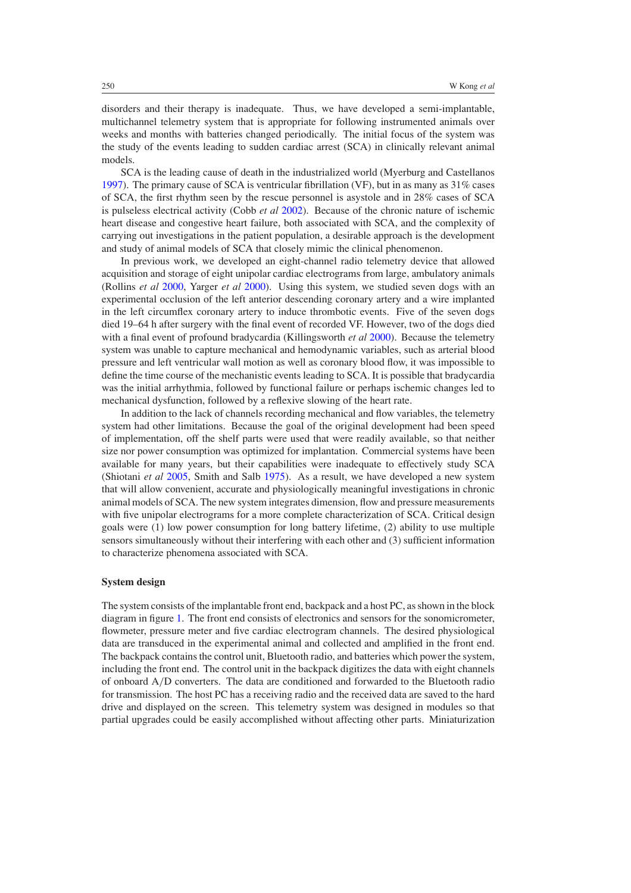disorders and their therapy is inadequate. Thus, we have developed a semi-implantable, multichannel telemetry system that is appropriate for following instrumented animals over weeks and months with batteries changed periodically. The initial focus of the system was the study of the events leading to sudden cardiac arrest (SCA) in clinically relevant animal models.

SCA is the leading cause of death in the industrialized world (Myerburg and Castellanos 1997). The primary cause of SCA is ventricular fibrillation (VF), but in as many as 31% cases of SCA, the first rhythm seen by the rescue personnel is asystole and in 28% cases of SCA is pulseless electrical activity (Cobb *et al* 2002). Because of the chronic nature of ischemic heart disease and congestive heart failure, both associated with SCA, and the complexity of carrying out investigations in the patient population, a desirable approach is the development and study of animal models of SCA that closely mimic the clinical phenomenon.

In previous work, we developed an eight-channel radio telemetry device that allowed acquisition and storage of eight unipolar cardiac electrograms from large, ambulatory animals (Rollins *et al* 2000, Yarger *et al* 2000). Using this system, we studied seven dogs with an experimental occlusion of the left anterior descending coronary artery and a wire implanted in the left circumflex coronary artery to induce thrombotic events. Five of the seven dogs died 19–64 h after surgery with the final event of recorded VF. However, two of the dogs died with a final event of profound bradycardia (Killingsworth *et al* 2000). Because the telemetry system was unable to capture mechanical and hemodynamic variables, such as arterial blood pressure and left ventricular wall motion as well as coronary blood flow, it was impossible to define the time course of the mechanistic events leading to SCA. It is possible that bradycardia was the initial arrhythmia, followed by functional failure or perhaps ischemic changes led to mechanical dysfunction, followed by a reflexive slowing of the heart rate.

In addition to the lack of channels recording mechanical and flow variables, the telemetry system had other limitations. Because the goal of the original development had been speed of implementation, off the shelf parts were used that were readily available, so that neither size nor power consumption was optimized for implantation. Commercial systems have been available for many years, but their capabilities were inadequate to effectively study SCA (Shiotani *et al* 2005, Smith and Salb 1975). As a result, we have developed a new system that will allow convenient, accurate and physiologically meaningful investigations in chronic animal models of SCA. The new system integrates dimension, flow and pressure measurements with five unipolar electrograms for a more complete characterization of SCA. Critical design goals were (1) low power consumption for long battery lifetime, (2) ability to use multiple sensors simultaneously without their interfering with each other and (3) sufficient information to characterize phenomena associated with SCA.

## System design

The system consists of the implantable front end, backpack and a host PC, as shown in the block diagram in figure 1. The front end consists of electronics and sensors for the sonomicrometer, flowmeter, pressure meter and five cardiac electrogram channels. The desired physiological data are transduced in the experimental animal and collected and amplified in the front end. The backpack contains the control unit, Bluetooth radio, and batteries which power the system, including the front end. The control unit in the backpack digitizes the data with eight channels of onboard A/D converters. The data are conditioned and forwarded to the Bluetooth radio for transmission. The host PC has a receiving radio and the received data are saved to the hard drive and displayed on the screen. This telemetry system was designed in modules so that partial upgrades could be easily accomplished without affecting other parts. Miniaturization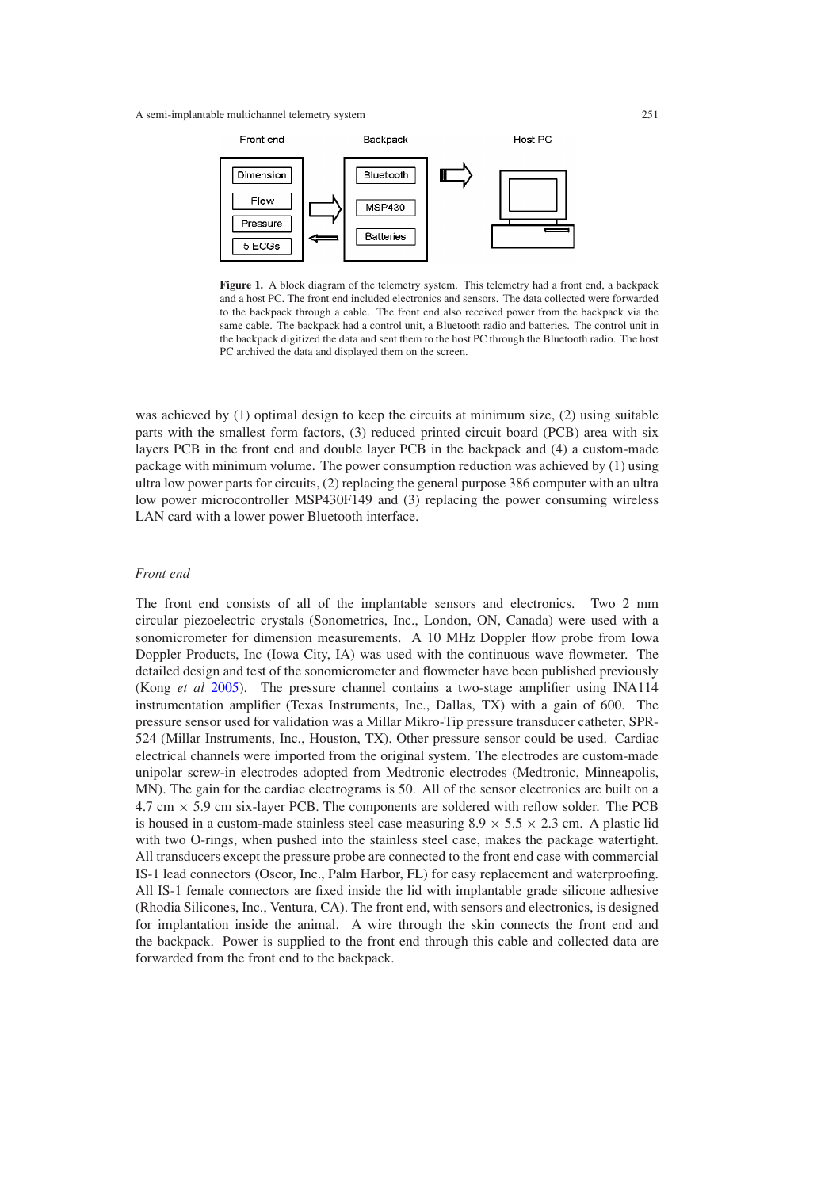**Figure 1.** A block diagram of the telemetry system. This telemetry had a front end, a backpack and a host PC. The front end included electronics and sensors. The data collected were forwarded to the backpack through a cable. The front end also received power from the backpack via the same cable. The backpack had a control unit, a Bluetooth radio and batteries. The control unit in the backpack digitized the data and sent them to the host PC through the Bluetooth radio. The host PC archived the data and displayed them on the screen.

was achieved by (1) optimal design to keep the circuits at minimum size, (2) using suitable parts with the smallest form factors, (3) reduced printed circuit board (PCB) area with six layers PCB in the front end and double layer PCB in the backpack and (4) a custom-made package with minimum volume. The power consumption reduction was achieved by (1) using ultra low power parts for circuits, (2) replacing the general purpose 386 computer with an ultra low power microcontroller MSP430F149 and (3) replacing the power consuming wireless LAN card with a lower power Bluetooth interface.

*Front end*

The front end consists of all of the implantable sensors and electronics. Two 2 mm circular piezoelectric crystals (Sonometrics, Inc., London, ON, Canada) were used with a sonomicrometer for dimension measurements. A 10 MHz Doppler flow probe from Iowa Doppler Products, Inc (Iowa City, IA) was used with the continuous wave flowmeter. The detailed design and test of the sonomicrometer and flowmeter have been published previously (Kong *et al* 2005). The pressure channel contains a two-stage amplifier using INA114 instrumentation amplifier (Texas Instruments, Inc., Dallas, TX) with a gain of 600. The pressure sensor used for validation was a Millar Mikro-Tip pressure transducer catheter, SPR-524 (Millar Instruments, Inc., Houston, TX). Other pressure sensor could be used. Cardiac electrical channels were imported from the original system. The electrodes are custom-made unipolar screw-in electrodes adopted from Medtronic electrodes (Medtronic, Minneapolis, MN). The gain for the cardiac electrograms is 50. All of the sensor electronics are built on a 4.7 cm $\times$ 5.9 cm six-layer PCB. The components are soldered with reflow solder. The PCB is housed in a custom-made stainless steel case measuring 8.9 $\times$ 5.5 $\times$ 2.3 cm. A plastic lid with two O-rings, when pushed into the stainless steel case, makes the package watertight. All transducers except the pressure probe are connected to the front end case with commercial IS-1 lead connectors (Oscor, Inc., Palm Harbor, FL) for easy replacement and waterproofing. All IS-1 female connectors are fixed inside the lid with implantable grade silicone adhesive (Rhodia Silicones, Inc., Ventura, CA). The front end, with sensors and electronics, is designed for implantation inside the animal. A wire through the skin connects the front end and the backpack. Power is supplied to the front end through this cable and collected data are forwarded from the front end to the backpack.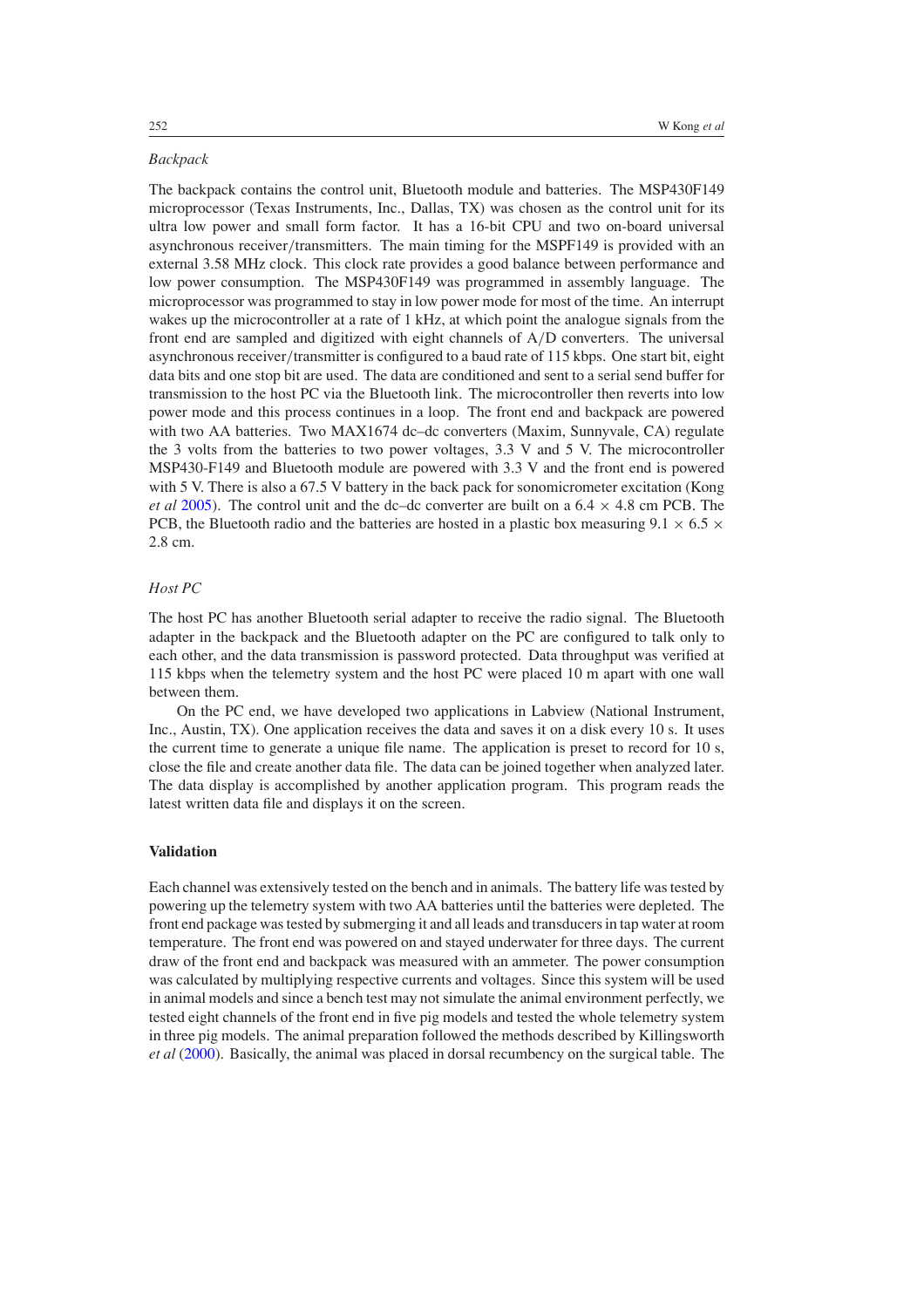*Backpack*

The backpack contains the control unit, Bluetooth module and batteries. The MSP430F149 microprocessor (Texas Instruments, Inc., Dallas, TX) was chosen as the control unit for its ultra low power and small form factor. It has a 16-bit CPU and two on-board universal asynchronous receiver/transmitters. The main timing for the MSPF149 is provided with an external 3.58 MHz clock. This clock rate provides a good balance between performance and low power consumption. The MSP430F149 was programmed in assembly language. The microprocessor was programmed to stay in low power mode for most of the time. An interrupt wakes up the microcontroller at a rate of 1 kHz, at which point the analogue signals from the front end are sampled and digitized with eight channels of A/D converters. The universal asynchronous receiver/transmitter is configured to a baud rate of 115 kbps. One start bit, eight data bits and one stop bit are used. The data are conditioned and sent to a serial send buffer for transmission to the host PC via the Bluetooth link. The microcontroller then reverts into low power mode and this process continues in a loop. The front end and backpack are powered with two AA batteries. Two MAX1674 dc–dc converters (Maxim, Sunnyvale, CA) regulate the 3 volts from the batteries to two power voltages, 3.3 V and 5 V. The microcontroller MSP430-F149 and Bluetooth module are powered with 3.3 V and the front end is powered with 5 V. There is also a 67.5 V battery in the back pack for sonomicrometer excitation (Kong *et al* 2005). The control unit and the dc–dc converter are built on a 6.4 × 4.8 cm PCB. The PCB, the Bluetooth radio and the batteries are hosted in a plastic box measuring 9.1 × 6.5 × 2.8 cm.

*Host PC*

The host PC has another Bluetooth serial adapter to receive the radio signal. The Bluetooth adapter in the backpack and the Bluetooth adapter on the PC are configured to talk only to each other, and the data transmission is password protected. Data throughput was verified at 115 kbps when the telemetry system and the host PC were placed 10 m apart with one wall between them.

On the PC end, we have developed two applications in Labview (National Instrument, Inc., Austin, TX). One application receives the data and saves it on a disk every 10 s. It uses the current time to generate a unique file name. The application is preset to record for 10 s, close the file and create another data file. The data can be joined together when analyzed later. The data display is accomplished by another application program. This program reads the latest written data file and displays it on the screen.

## Validation

Each channel was extensively tested on the bench and in animals. The battery life was tested by powering up the telemetry system with two AA batteries until the batteries were depleted. The front end package was tested by submerging it and all leads and transducers in tap water at room temperature. The front end was powered on and stayed underwater for three days. The current draw of the front end and backpack was measured with an ammeter. The power consumption was calculated by multiplying respective currents and voltages. Since this system will be used in animal models and since a bench test may not simulate the animal environment perfectly, we tested eight channels of the front end in five pig models and tested the whole telemetry system in three pig models. The animal preparation followed the methods described by Killingsworth *et al* (2000). Basically, the animal was placed in dorsal recumbency on the surgical table. The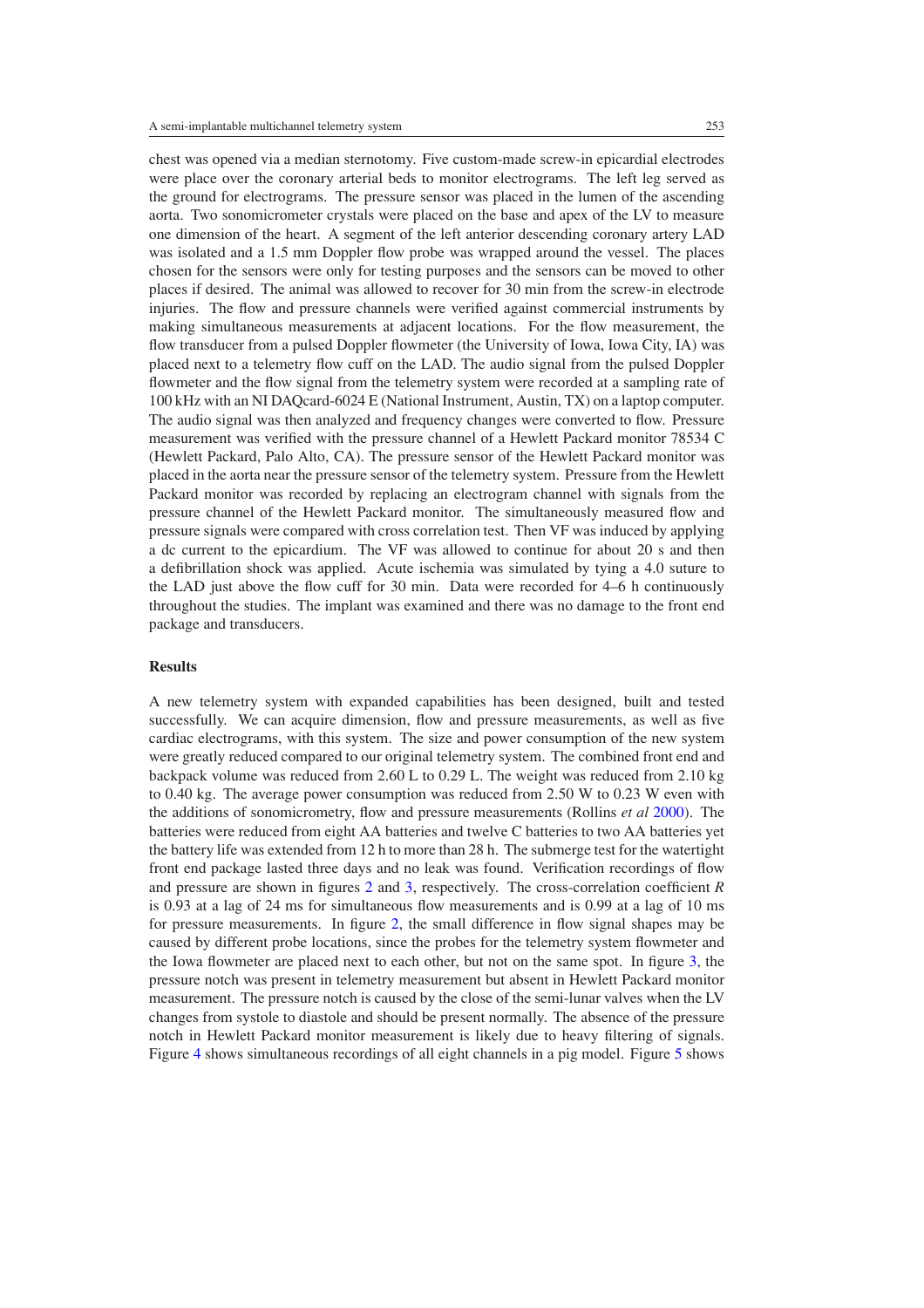chest was opened via a median sternotomy. Five custom-made screw-in epicardial electrodes were place over the coronary arterial beds to monitor electrograms. The left leg served as the ground for electrograms. The pressure sensor was placed in the lumen of the ascending aorta. Two sonomicrometer crystals were placed on the base and apex of the LV to measure one dimension of the heart. A segment of the left anterior descending coronary artery LAD was isolated and a 1.5 mm Doppler flow probe was wrapped around the vessel. The places chosen for the sensors were only for testing purposes and the sensors can be moved to other places if desired. The animal was allowed to recover for 30 min from the screw-in electrode injuries. The flow and pressure channels were verified against commercial instruments by making simultaneous measurements at adjacent locations. For the flow measurement, the flow transducer from a pulsed Doppler flowmeter (the University of Iowa, Iowa City, IA) was placed next to a telemetry flow cuff on the LAD. The audio signal from the pulsed Doppler flowmeter and the flow signal from the telemetry system were recorded at a sampling rate of 100 kHz with an NI DAQcard-6024 E (National Instrument, Austin, TX) on a laptop computer. The audio signal was then analyzed and frequency changes were converted to flow. Pressure measurement was verified with the pressure channel of a Hewlett Packard monitor 78534 C (Hewlett Packard, Palo Alto, CA). The pressure sensor of the Hewlett Packard monitor was placed in the aorta near the pressure sensor of the telemetry system. Pressure from the Hewlett Packard monitor was recorded by replacing an electrogram channel with signals from the pressure channel of the Hewlett Packard monitor. The simultaneously measured flow and pressure signals were compared with cross correlation test. Then VF was induced by applying a dc current to the epicardium. The VF was allowed to continue for about 20 s and then a defibrillation shock was applied. Acute ischemia was simulated by tying a 4.0 suture to the LAD just above the flow cuff for 30 min. Data were recorded for 4–6 h continuously throughout the studies. The implant was examined and there was no damage to the front end package and transducers.

## Results

A new telemetry system with expanded capabilities has been designed, built and tested successfully. We can acquire dimension, flow and pressure measurements, as well as five cardiac electrograms, with this system. The size and power consumption of the new system were greatly reduced compared to our original telemetry system. The combined front end and backpack volume was reduced from 2.60 L to 0.29 L. The weight was reduced from 2.10 kg to 0.40 kg. The average power consumption was reduced from 2.50 W to 0.23 W even with the additions of sonomicrometry, flow and pressure measurements (Rollins *et al* 2000). The batteries were reduced from eight AA batteries and twelve C batteries to two AA batteries yet the battery life was extended from 12 h to more than 28 h. The submerge test for the watertight front end package lasted three days and no leak was found. Verification recordings of flow and pressure are shown in figures 2 and 3, respectively. The cross-correlation coefficient $R$ is 0.93 at a lag of 24 ms for simultaneous flow measurements and is 0.99 at a lag of 10 ms for pressure measurements. In figure 2, the small difference in flow signal shapes may be caused by different probe locations, since the probes for the telemetry system flowmeter and the Iowa flowmeter are placed next to each other, but not on the same spot. In figure 3, the pressure notch was present in telemetry measurement but absent in Hewlett Packard monitor measurement. The pressure notch is caused by the close of the semi-lunar valves when the LV changes from systole to diastole and should be present normally. The absence of the pressure notch in Hewlett Packard monitor measurement is likely due to heavy filtering of signals. Figure 4 shows simultaneous recordings of all eight channels in a pig model. Figure 5 shows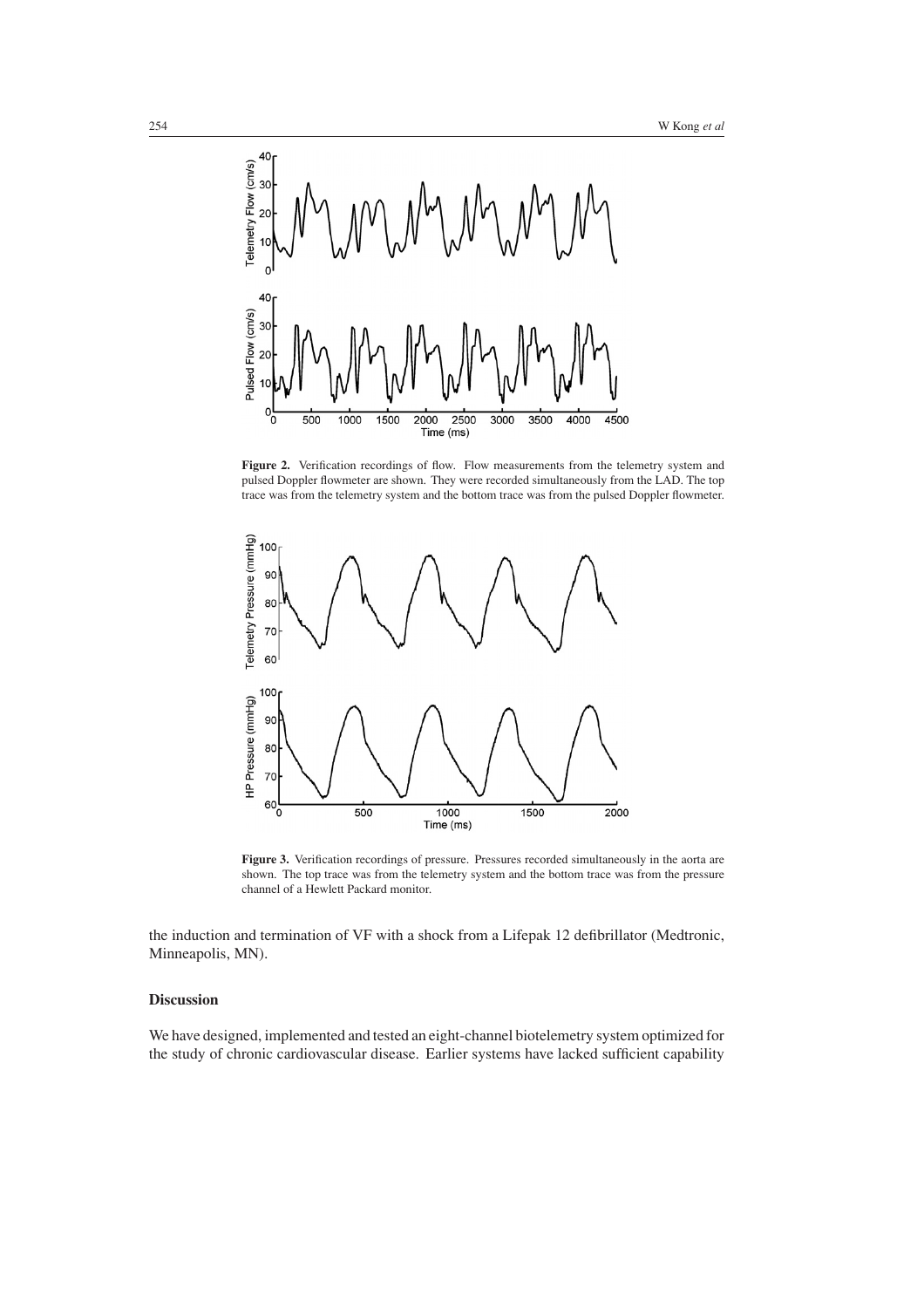**Figure 2.** Verification recordings of flow. Flow measurements from the telemetry system and pulsed Doppler flowmeter are shown. They were recorded simultaneously from the LAD. The top trace was from the telemetry system and the bottom trace was from the pulsed Doppler flowmeter.

**Figure 3.** Verification recordings of pressure. Pressures recorded simultaneously in the aorta are shown. The top trace was from the telemetry system and the bottom trace was from the pressure channel of a Hewlett Packard monitor.

the induction and termination of VF with a shock from a Lifepak 12 defibrillator (Medtronic, Minneapolis, MN).

## Discussion

We have designed, implemented and tested an eight-channel biotelemetry system optimized for the study of chronic cardiovascular disease. Earlier systems have lacked sufficient capability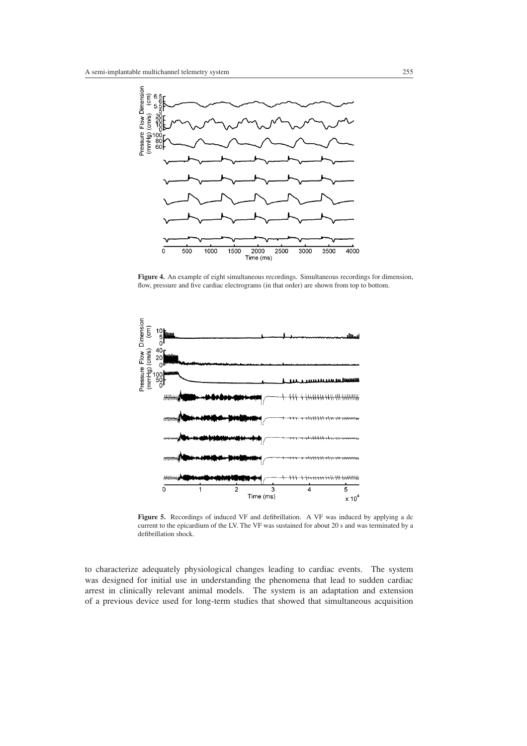**Figure 4.** An example of eight simultaneous recordings. Simultaneous recordings for dimension, flow, pressure and five cardiac electrograms (in that order) are shown from top to bottom.

**Figure 5.** Recordings of induced VF and defibrillation. A VF was induced by applying a dc current to the epicardium of the LV. The VF was sustained for about 20 s and was terminated by a defibrillation shock.

to characterize adequately physiological changes leading to cardiac events. The system was designed for initial use in understanding the phenomena that lead to sudden cardiac arrest in clinically relevant animal models. The system is an adaptation and extension of a previous device used for long-term studies that showed that simultaneous acquisition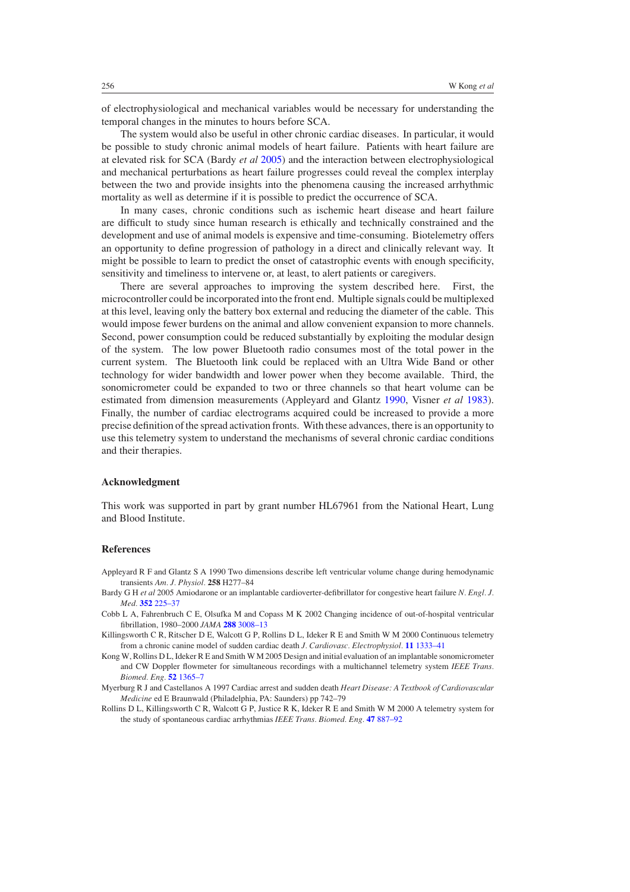of electrophysiological and mechanical variables would be necessary for understanding the temporal changes in the minutes to hours before SCA.

The system would also be useful in other chronic cardiac diseases. In particular, it would be possible to study chronic animal models of heart failure. Patients with heart failure are at elevated risk for SCA (Bardy *et al* 2005) and the interaction between electrophysiological and mechanical perturbations as heart failure progresses could reveal the complex interplay between the two and provide insights into the phenomena causing the increased arrhythmic mortality as well as determine if it is possible to predict the occurrence of SCA.

In many cases, chronic conditions such as ischemic heart disease and heart failure are difficult to study since human research is ethically and technically constrained and the development and use of animal models is expensive and time-consuming. Biotelemetry offers an opportunity to define progression of pathology in a direct and clinically relevant way. It might be possible to learn to predict the onset of catastrophic events with enough specificity, sensitivity and timeliness to intervene or, at least, to alert patients or caregivers.

There are several approaches to improving the system described here. First, the microcontroller could be incorporated into the front end. Multiple signals could be multiplexed at this level, leaving only the battery box external and reducing the diameter of the cable. This would impose fewer burdens on the animal and allow convenient expansion to more channels. Second, power consumption could be reduced substantially by exploiting the modular design of the system. The low power Bluetooth radio consumes most of the total power in the current system. The Bluetooth link could be replaced with an Ultra Wide Band or other technology for wider bandwidth and lower power when they become available. Third, the sonomicrometer could be expanded to two or three channels so that heart volume can be estimated from dimension measurements (Appleyard and Glantz 1990, Visner *et al* 1983). Finally, the number of cardiac electrograms acquired could be increased to provide a more precise definition of the spread activation fronts. With these advances, there is an opportunity to use this telemetry system to understand the mechanisms of several chronic cardiac conditions and their therapies.

## Acknowledgment

This work was supported in part by grant number HL67961 from the National Heart, Lung and Blood Institute.

## References

Appleyard R F and Glantz S A 1990 Two dimensions describe left ventricular volume change during hemodynamic transients *Am. J. Physiol.* **258** H277–84

Bardy G H *et al* 2005 Amiodarone or an implantable cardioverter-defibrillator for congestive heart failure *N. Engl. J. Med.* **352** 225–37

Cobb L A, Fahrenbruch C E, Olsufka M and Copass M K 2002 Changing incidence of out-of-hospital ventricular fibrillation, 1980–2000 *JAMA* **288** 3008–13

Killingsworth C R, Ritscher D E, Walcott G P, Rollins D L, Ideker R E and Smith W M 2000 Continuous telemetry from a chronic canine model of sudden cardiac death *J. Cardiovasc. Electrophysiol.* **11** 1333–41

Kong W, Rollins D L, Ideker R E and Smith W M 2005 Design and initial evaluation of an implantable sonomicrometer and CW Doppler flowmeter for simultaneous recordings with a multichannel telemetry system *IEEE Trans. Biomed. Eng.* **52** 1365–7

Myerburg R J and Castellanos A 1997 Cardiac arrest and sudden death *Heart Disease: A Textbook of Cardiovascular Medicine* ed E Braunwald (Philadelphia, PA: Saunders) pp 742–79

Rollins D L, Killingsworth C R, Walcott G P, Justice R K, Ideker R E and Smith W M 2000 A telemetry system for the study of spontaneous cardiac arrhythmias *IEEE Trans. Biomed. Eng.* **47** 887–92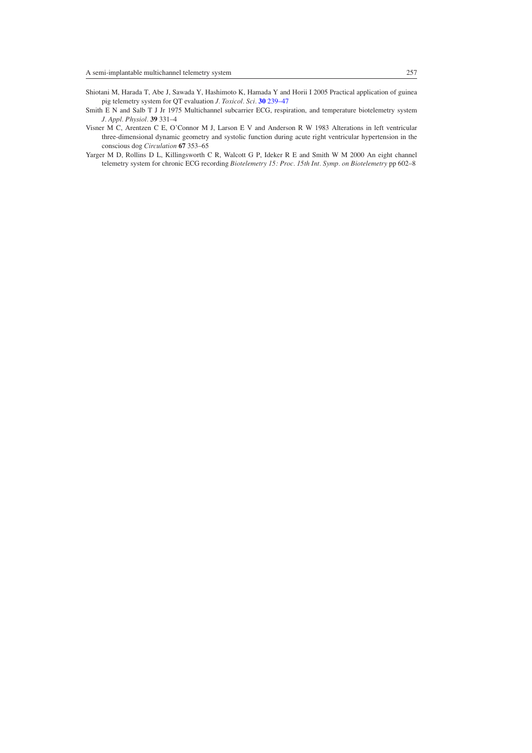Shiotani M, Harada T, Abe J, Sawada Y, Hashimoto K, Hamada Y and Horii I 2005 Practical application of guinea pig telemetry system for QT evaluation *J. Toxicol. Sci.* **30** 239–47

Smith E N and Salb T J Jr 1975 Multichannel subcarrier ECG, respiration, and temperature biotelemetry system *J. Appl. Physiol.* **39** 331–4

Visner M C, Arentzen C E, O'Connor M J, Larson E V and Anderson R W 1983 Alterations in left ventricular three-dimensional dynamic geometry and systolic function during acute right ventricular hypertension in the conscious dog *Circulation* **67** 353–65

Yarger M D, Rollins D L, Killingsworth C R, Walcott G P, Ideker R E and Smith W M 2000 An eight channel telemetry system for chronic ECG recording *Biotelemetry 15: Proc. 15th Int. Symp. on Biotelemetry* pp 602–8